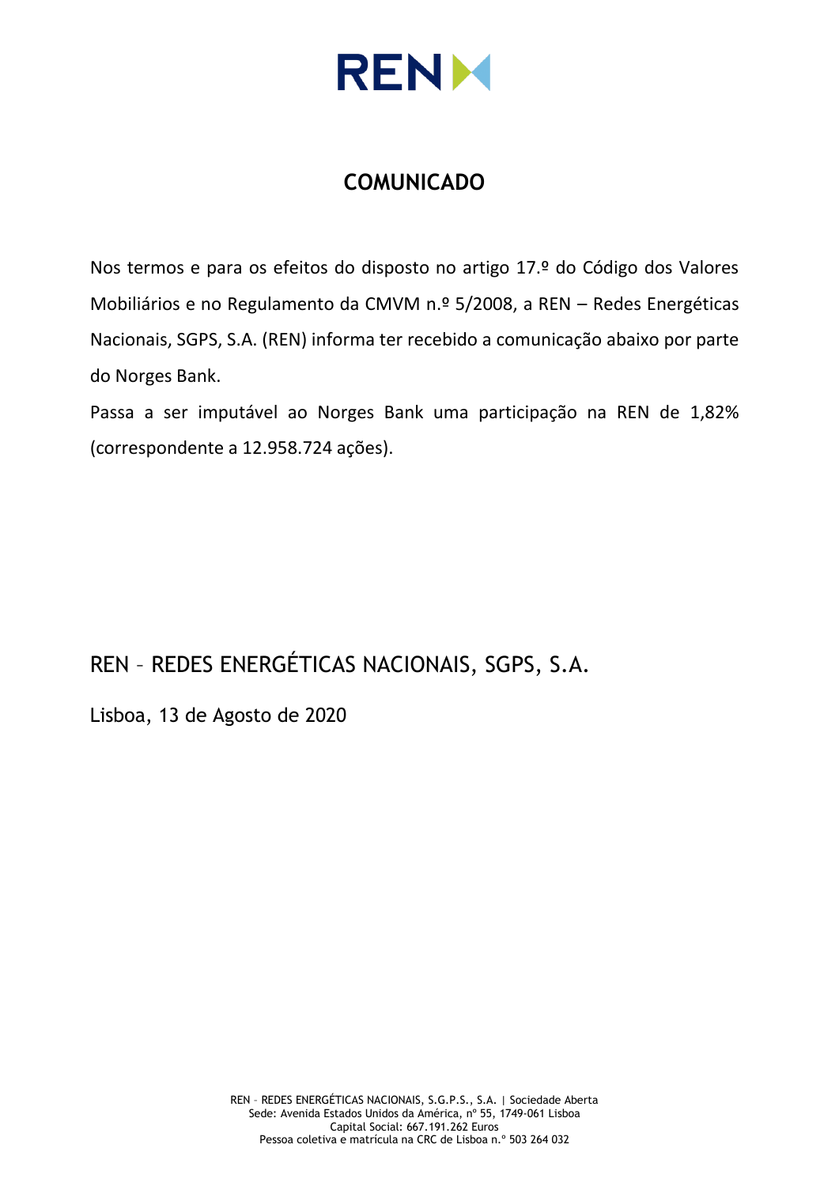# COMUNICADO

Nos termos e para os efeitos do disposto no artigo 17.º do Código dos Valores Mobiliários e no Regulamento da CMVM n.º 5/2008, a REN – Redes Energéticas Nacionais, SGPS, S.A. (REN) informa ter recebido a comunicação abaixo por parte do Norges Bank.

Passa a ser imputável ao Norges Bank uma participação na REN de 1,82% (correspondente a 12.958.724 ações).

REN – REDES ENERGÉTICAS NACIONAIS, SGPS, S.A.

Lisboa, 13 de Agosto de 2020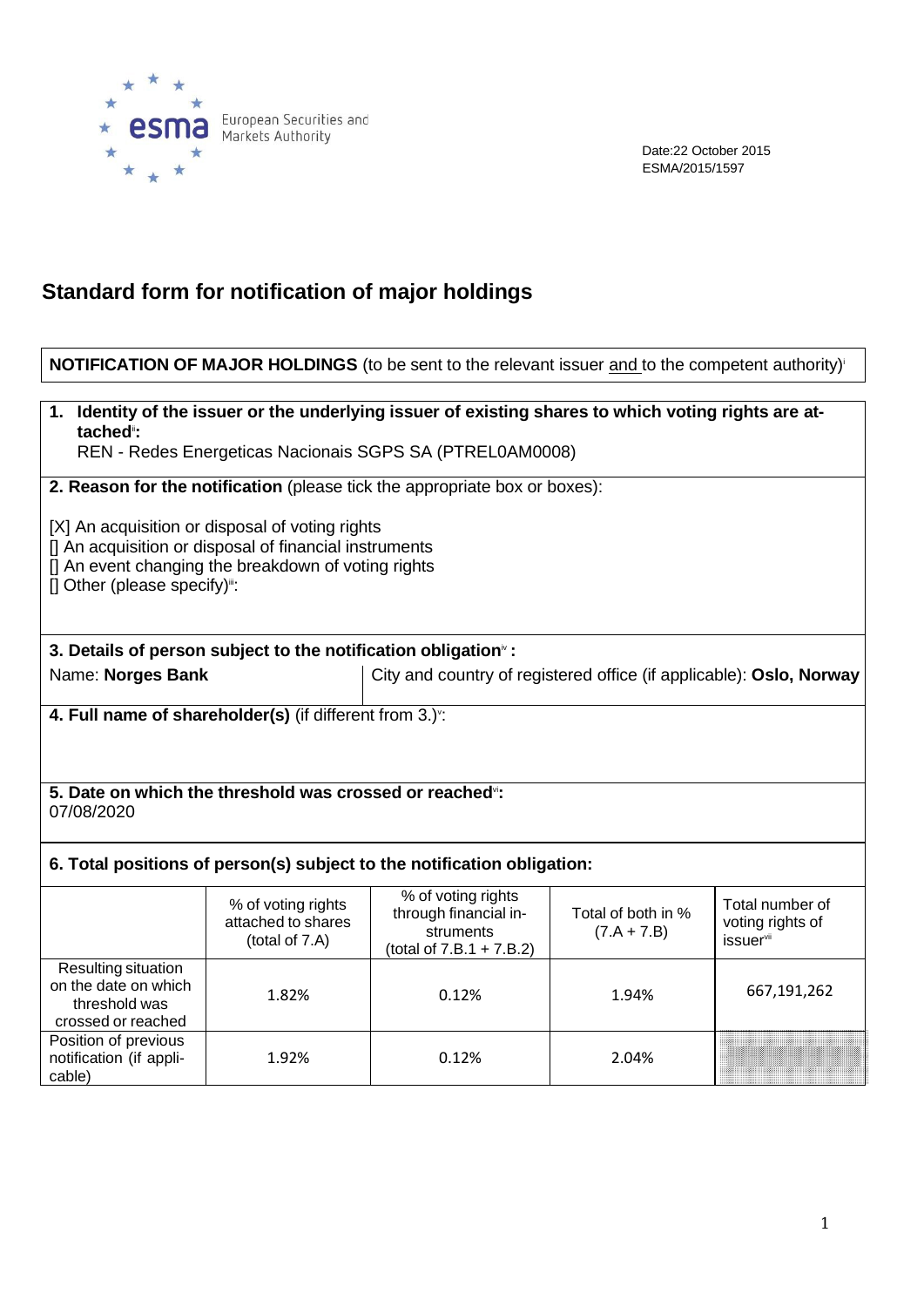Date:22 October 2015
ESMA/2015/1597

# Standard form for notification of major holdings

**NOTIFICATION OF MAJOR HOLDINGS** (to be sent to the relevant issuer and to the competent authority)[i]

**1. Identity of the issuer or the underlying issuer of existing shares to which voting rights are attached[ii]:**
REN - Redes Energeticas Nacionais SGPS SA (PTREL0AM0008)

**2. Reason for the notification** (please tick the appropriate box or boxes):

[X] An acquisition or disposal of voting rights
[] An acquisition or disposal of financial instruments
[] An event changing the breakdown of voting rights
[] Other (please specify)[iii]:

**3. Details of person subject to the notification obligation[iv] :**

| Name: **Norges Bank** | City and country of registered office (if applicable): **Oslo, Norway** |
|---|---|

**4. Full name of shareholder(s)** (if different from 3.)[v]:

**5. Date on which the threshold was crossed or reached[vi]:**
07/08/2020

**6. Total positions of person(s) subject to the notification obligation:**

| | % of voting rights attached to shares (total of 7.A) | % of voting rights through financial instruments (total of 7.B.1 + 7.B.2) | Total of both in % (7.A + 7.B) | Total number of voting rights of issuer[vii] |
|---|---|---|---|---|
| Resulting situation on the date on which threshold was crossed or reached | 1.82% | 0.12% | 1.94% | 667,191,262 |
| Position of previous notification (if applicable) | 1.92% | 0.12% | 2.04% | |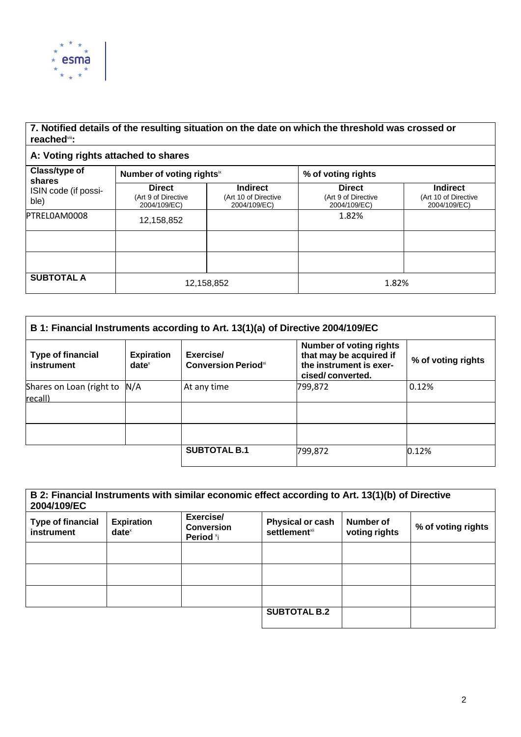### 7. Notified details of the resulting situation on the date on which the threshold was crossed or reached[viii]:

#### A: Voting rights attached to shares

| Class/type of shares<br>ISIN code (if possible) | Number of voting rights[ix] | | % of voting rights | |
|---|---|---|---|---|
| | **Direct**<br>(Art 9 of Directive 2004/109/EC) | **Indirect**<br>(Art 10 of Directive 2004/109/EC) | **Direct**<br>(Art 9 of Directive 2004/109/EC) | **Indirect**<br>(Art 10 of Directive 2004/109/EC) |
| PTREL0AM0008 | 12,158,852 | | 1.82% | |
| | | | | |
| | | | | |
| **SUBTOTAL A** | 12,158,852 | | 1.82% | |

#### B 1: Financial Instruments according to Art. 13(1)(a) of Directive 2004/109/EC

| Type of financial instrument | Expiration date[x] | Exercise/ Conversion Period[xi] | Number of voting rights that may be acquired if the instrument is exercised/ converted. | % of voting rights |
|---|---|---|---|---|
| Shares on Loan (right to recall) | N/A | At any time | 799,872 | 0.12% |
| | | | | |
| | | | | |
| | | **SUBTOTAL B.1** | 799,872 | 0.12% |

#### B 2: Financial Instruments with similar economic effect according to Art. 13(1)(b) of Directive 2004/109/EC

| Type of financial instrument | Expiration date[x] | Exercise/ Conversion Period [xi] | Physical or cash settlement[xii] | Number of voting rights | % of voting rights |
|---|---|---|---|---|---|
| | | | | | |
| | | | | | |
| | | | | | |
| | | | **SUBTOTAL B.2** | | |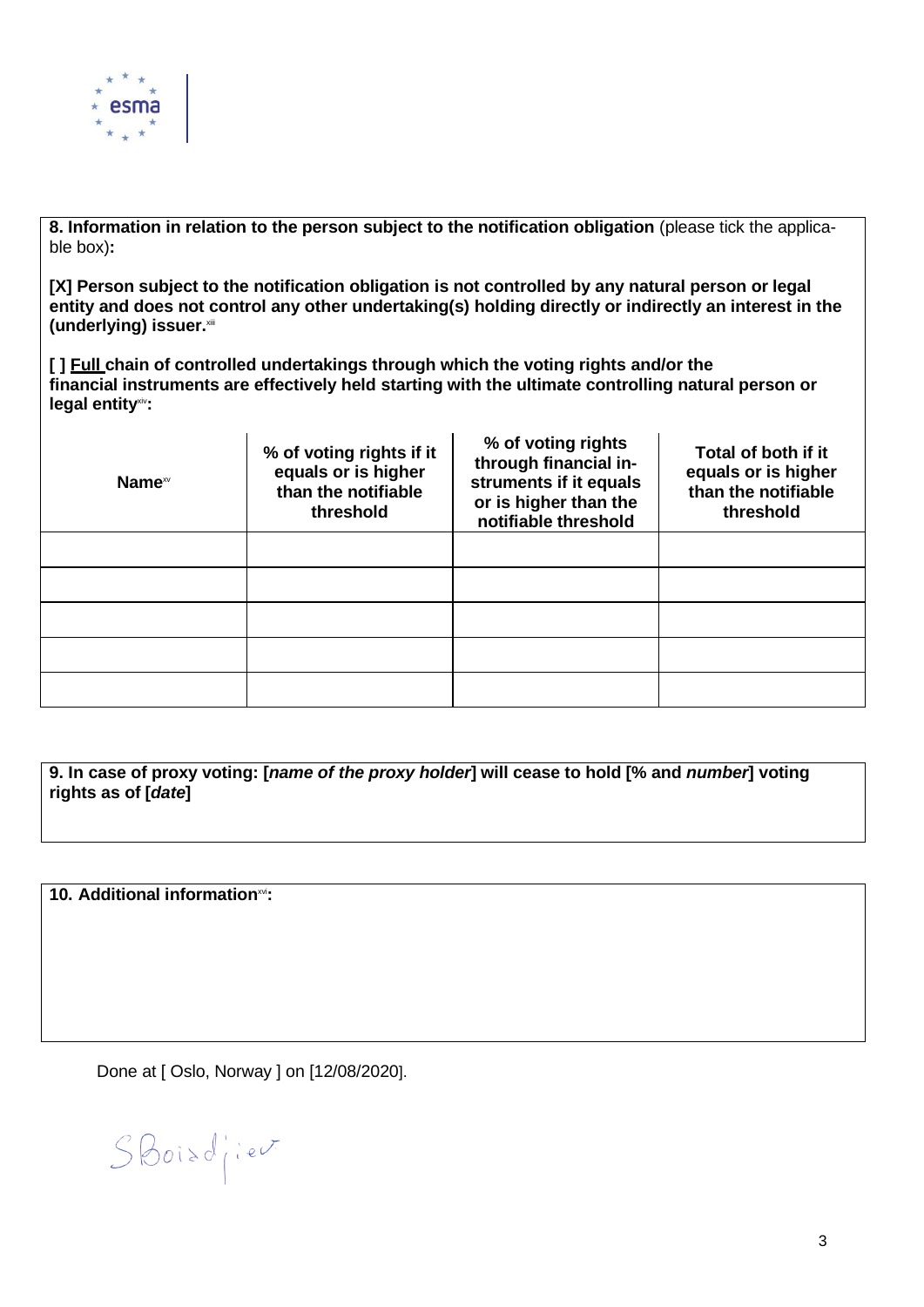**8. Information in relation to the person subject to the notification obligation** (please tick the applicable box)**:**

**[X] Person subject to the notification obligation is not controlled by any natural person or legal entity and does not control any other undertaking(s) holding directly or indirectly an interest in the (underlying) issuer.**[xiii]

**[ ] Full chain of controlled undertakings through which the voting rights and/or the financial instruments are effectively held starting with the ultimate controlling natural person or legal entity**[xiv]**:**

| **Name**[xv] | **% of voting rights if it equals or is higher than the notifiable threshold** | **% of voting rights through financial instruments if it equals or is higher than the notifiable threshold** | **Total of both if it equals or is higher than the notifiable threshold** |
|---|---|---|---|
| | | | |
| | | | |
| | | | |
| | | | |
| | | | |

**9. In case of proxy voting: [*name of the proxy holder*] will cease to hold [% and *number*] voting rights as of [*date*]**

**10. Additional information**[xvi]**:**

Done at [ Oslo, Norway ] on [12/08/2020].

SBoisdjiev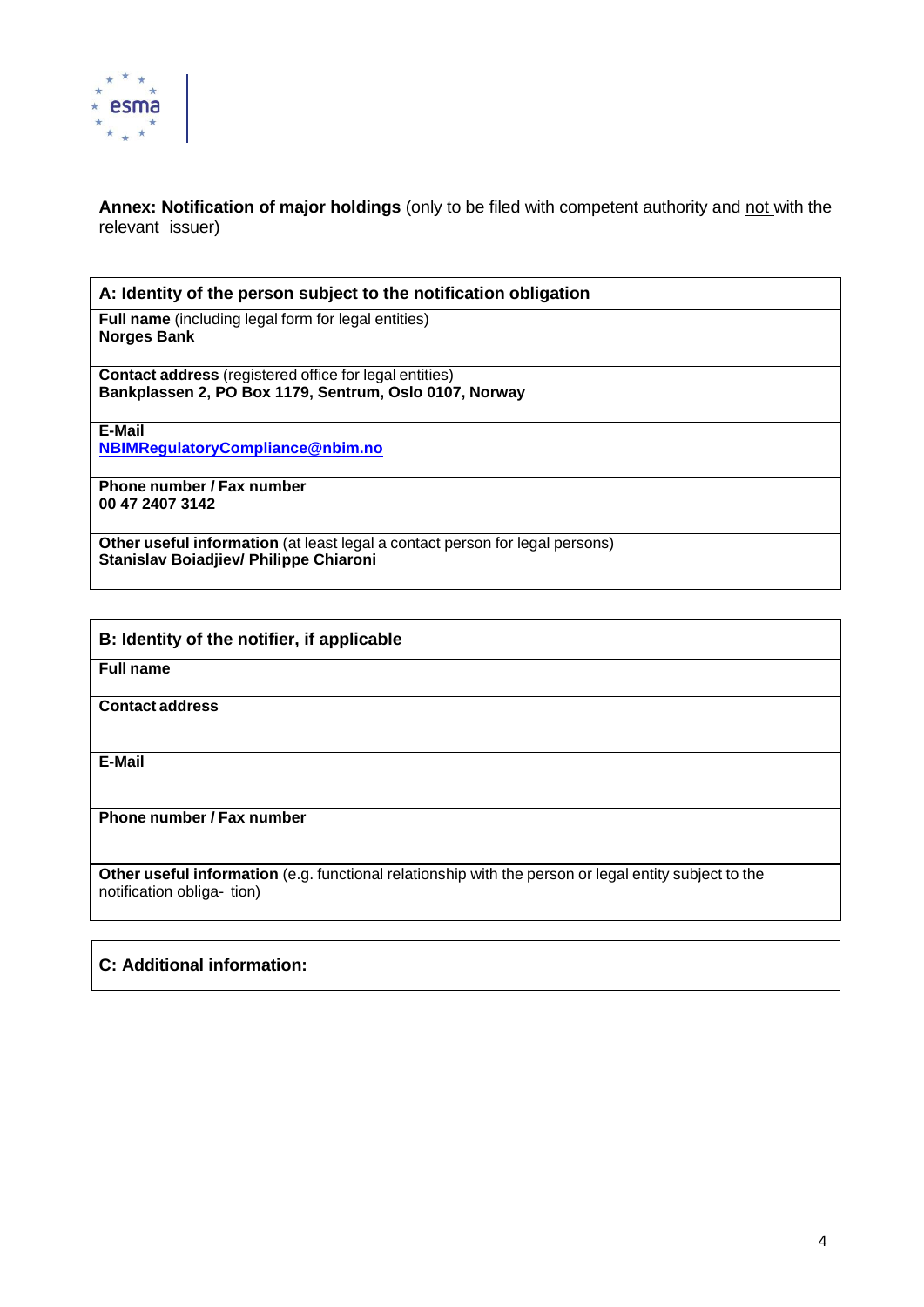**Annex: Notification of major holdings** (only to be filed with competent authority and not with the relevant issuer)

| **A: Identity of the person subject to the notification obligation** |
|---|
| **Full name** (including legal form for legal entities)<br>**Norges Bank** |
| **Contact address** (registered office for legal entities)<br>**Bankplassen 2, PO Box 1179, Sentrum, Oslo 0107, Norway** |
| **E-Mail**<br>**NBIMRegulatoryCompliance@nbim.no** |
| **Phone number / Fax number**<br>**00 47 2407 3142** |
| **Other useful information** (at least legal a contact person for legal persons)<br>**Stanislav Boiadjiev/ Philippe Chiaroni** |

| **B: Identity of the notifier, if applicable** |
|---|
| **Full name** |
| **Contact address** |
| **E-Mail** |
| **Phone number / Fax number** |
| **Other useful information** (e.g. functional relationship with the person or legal entity subject to the notification obliga- tion) |

| **C: Additional information:** |
|---|